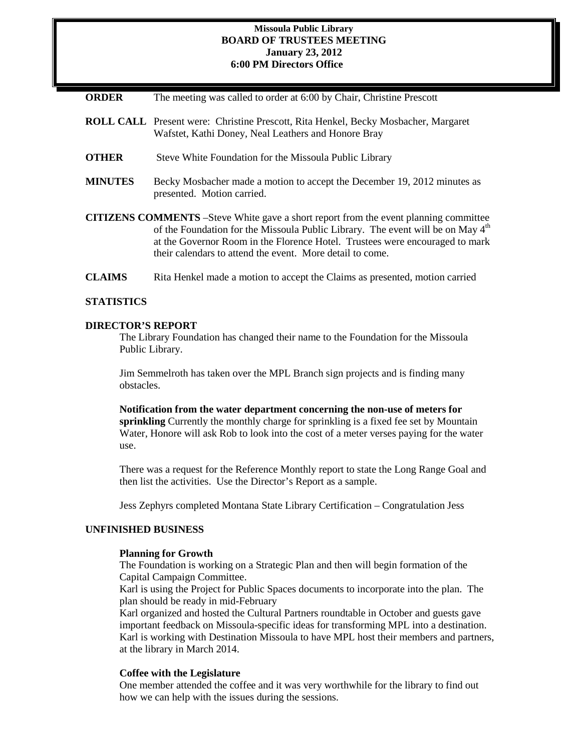# Missoula Public Library
## BOARD OF TRUSTEES MEETING
### January 23, 2012
### 6:00 PM Directors Office

**ORDER** The meeting was called to order at 6:00 by Chair, Christine Prescott

**ROLL CALL** Present were: Christine Prescott, Rita Henkel, Becky Mosbacher, Margaret Wafstet, Kathi Doney, Neal Leathers and Honore Bray

**OTHER** Steve White Foundation for the Missoula Public Library

**MINUTES** Becky Mosbacher made a motion to accept the December 19, 2012 minutes as presented. Motion carried.

**CITIZENS COMMENTS** –Steve White gave a short report from the event planning committee of the Foundation for the Missoula Public Library. The event will be on May 4th at the Governor Room in the Florence Hotel. Trustees were encouraged to mark their calendars to attend the event. More detail to come.

**CLAIMS** Rita Henkel made a motion to accept the Claims as presented, motion carried

**STATISTICS**

**DIRECTOR'S REPORT**

The Library Foundation has changed their name to the Foundation for the Missoula Public Library.

Jim Semmelroth has taken over the MPL Branch sign projects and is finding many obstacles.

**Notification from the water department concerning the non-use of meters for sprinkling** Currently the monthly charge for sprinkling is a fixed fee set by Mountain Water, Honore will ask Rob to look into the cost of a meter verses paying for the water use.

There was a request for the Reference Monthly report to state the Long Range Goal and then list the activities. Use the Director's Report as a sample.

Jess Zephyrs completed Montana State Library Certification – Congratulation Jess

**UNFINISHED BUSINESS**

**Planning for Growth**

The Foundation is working on a Strategic Plan and then will begin formation of the Capital Campaign Committee.

Karl is using the Project for Public Spaces documents to incorporate into the plan. The plan should be ready in mid-February

Karl organized and hosted the Cultural Partners roundtable in October and guests gave important feedback on Missoula-specific ideas for transforming MPL into a destination.

Karl is working with Destination Missoula to have MPL host their members and partners, at the library in March 2014.

**Coffee with the Legislature**

One member attended the coffee and it was very worthwhile for the library to find out how we can help with the issues during the sessions.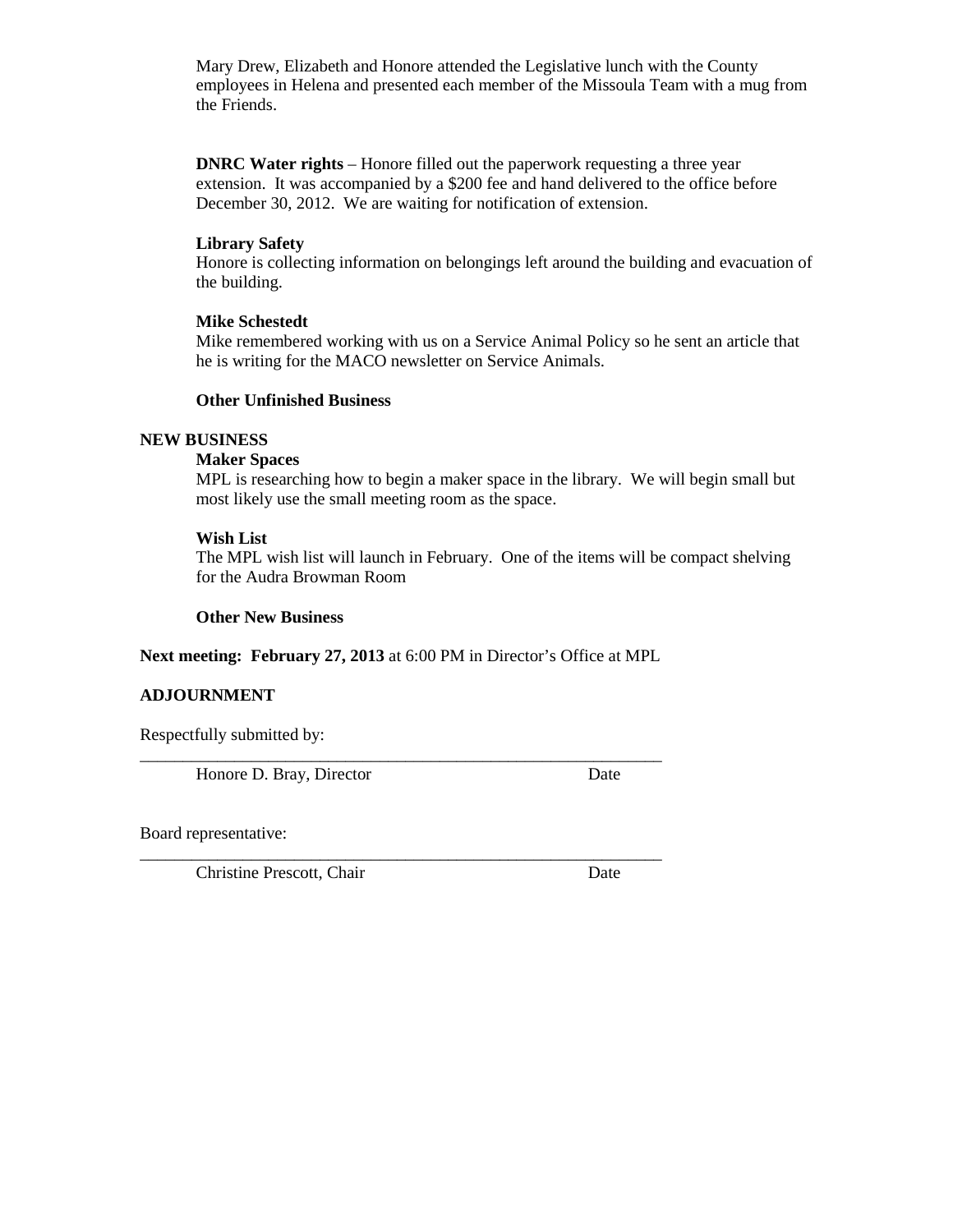Mary Drew, Elizabeth and Honore attended the Legislative lunch with the County employees in Helena and presented each member of the Missoula Team with a mug from the Friends.

**DNRC Water rights** – Honore filled out the paperwork requesting a three year extension. It was accompanied by a $200 fee and hand delivered to the office before December 30, 2012. We are waiting for notification of extension.

**Library Safety**
Honore is collecting information on belongings left around the building and evacuation of the building.

**Mike Schestedt**
Mike remembered working with us on a Service Animal Policy so he sent an article that he is writing for the MACO newsletter on Service Animals.

**Other Unfinished Business**

**NEW BUSINESS**

**Maker Spaces**
MPL is researching how to begin a maker space in the library. We will begin small but most likely use the small meeting room as the space.

**Wish List**
The MPL wish list will launch in February. One of the items will be compact shelving for the Audra Browman Room

**Other New Business**

**Next meeting: February 27, 2013** at 6:00 PM in Director's Office at MPL

**ADJOURNMENT**

Respectfully submitted by:

_______________________________________________________________

Honore D. Bray, Director                    Date

Board representative:

_______________________________________________________________

Christine Prescott, Chair                    Date